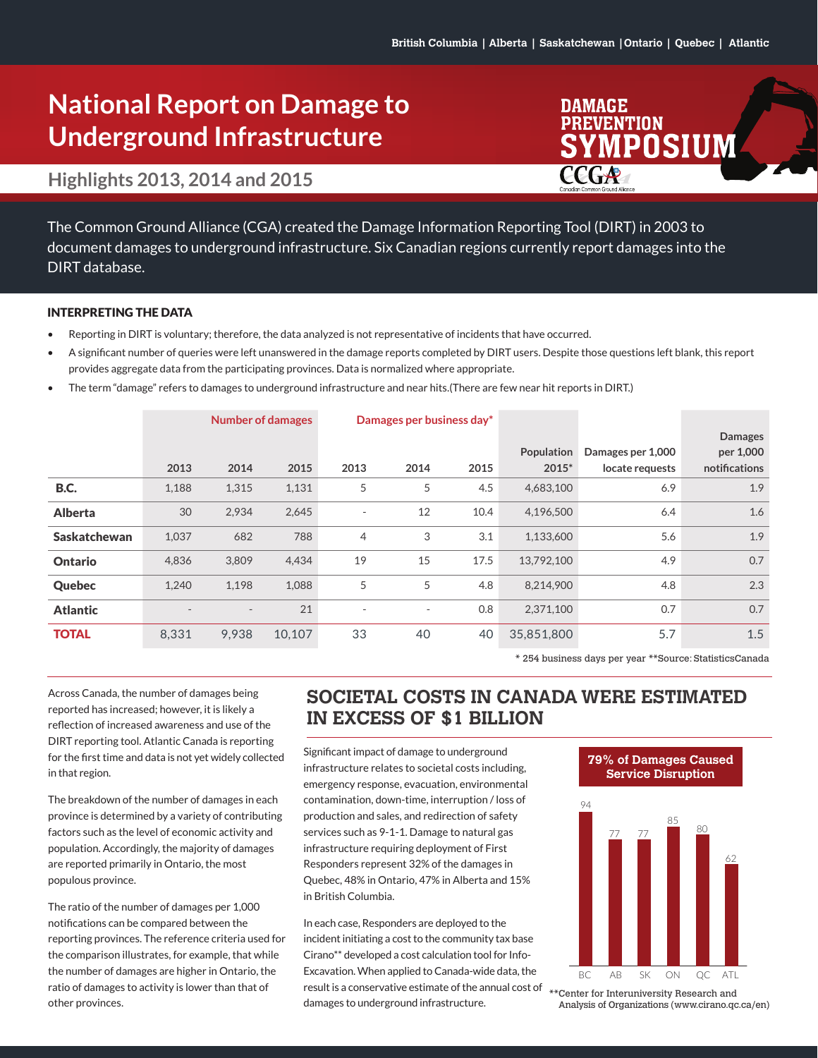British Columbia | Alberta | Saskatchewan | Ontario | Quebec | Atlantic

# National Report on Damage to Underground Infrastructure

## Highlights 2013, 2014 and 2015

DAMAGE PREVENTION SYMPOSIUM

CCGA Canadian Common Ground Alliance

The Common Ground Alliance (CGA) created the Damage Information Reporting Tool (DIRT) in 2003 to document damages to underground infrastructure. Six Canadian regions currently report damages into the DIRT database.

### INTERPRETING THE DATA

- Reporting in DIRT is voluntary; therefore, the data analyzed is not representative of incidents that have occurred.
- A significant number of queries were left unanswered in the damage reports completed by DIRT users. Despite those questions left blank, this report provides aggregate data from the participating provinces. Data is normalized where appropriate.
- The term "damage" refers to damages to underground infrastructure and near hits.(There are few near hit reports in DIRT.)

| | Number of damages | | | Damages per business day* | | | | | |
|---|---|---|---|---|---|---|---|---|---|
| | 2013 | 2014 | 2015 | 2013 | 2014 | 2015 | Population 2015* | Damages per 1,000 locate requests | Damages per 1,000 notifications |
| **B.C.** | 1,188 | 1,315 | 1,131 | 5 | 5 | 4.5 | 4,683,100 | 6.9 | 1.9 |
| **Alberta** | 30 | 2,934 | 2,645 | - | 12 | 10.4 | 4,196,500 | 6.4 | 1.6 |
| **Saskatchewan** | 1,037 | 682 | 788 | 4 | 3 | 3.1 | 1,133,600 | 5.6 | 1.9 |
| **Ontario** | 4,836 | 3,809 | 4,434 | 19 | 15 | 17.5 | 13,792,100 | 4.9 | 0.7 |
| **Quebec** | 1,240 | 1,198 | 1,088 | 5 | 5 | 4.8 | 8,214,900 | 4.8 | 2.3 |
| **Atlantic** | - | - | 21 | - | - | 0.8 | 2,371,100 | 0.7 | 0.7 |
| **TOTAL** | 8,331 | 9,938 | 10,107 | 33 | 40 | 40 | 35,851,800 | 5.7 | 1.5 |

\* 254 business days per year \*\*Source: StatisticsCanada

Across Canada, the number of damages being reported has increased; however, it is likely a reflection of increased awareness and use of the DIRT reporting tool. Atlantic Canada is reporting for the first time and data is not yet widely collected in that region.

The breakdown of the number of damages in each province is determined by a variety of contributing factors such as the level of economic activity and population. Accordingly, the majority of damages are reported primarily in Ontario, the most populous province.

The ratio of the number of damages per 1,000 notifications can be compared between the reporting provinces. The reference criteria used for the comparison illustrates, for example, that while the number of damages are higher in Ontario, the ratio of damages to activity is lower than that of other provinces.

## SOCIETAL COSTS IN CANADA WERE ESTIMATED IN EXCESS OF $1 BILLION

Significant impact of damage to underground infrastructure relates to societal costs including, emergency response, evacuation, environmental contamination, down-time, interruption / loss of production and sales, and redirection of safety services such as 9-1-1. Damage to natural gas infrastructure requiring deployment of First Responders represent 32% of the damages in Quebec, 48% in Ontario, 47% in Alberta and 15% in British Columbia.

In each case, Responders are deployed to the incident initiating a cost to the community tax base Cirano** developed a cost calculation tool for Info-Excavation. When applied to Canada-wide data, the result is a conservative estimate of the annual cost of damages to underground infrastructure.

**79% of Damages Caused Service Disruption**

| BC | AB | SK | ON | QC | ATL |
|---|---|---|---|---|---|
| 94 | 77 | 77 | 85 | 80 | 62 |

\*\*Center for Interuniversity Research and Analysis of Organizations (www.cirano.qc.ca/en)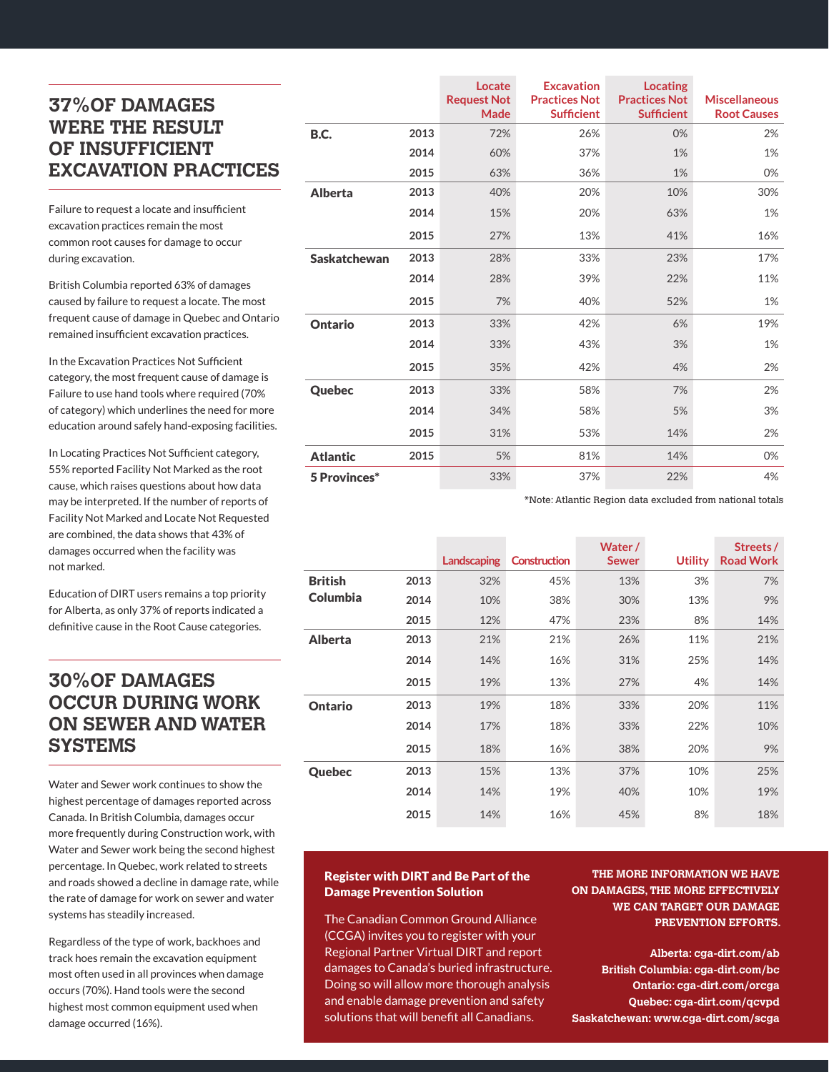## 37% OF DAMAGES WERE THE RESULT OF INSUFFICIENT EXCAVATION PRACTICES

Failure to request a locate and insufficient excavation practices remain the most common root causes for damage to occur during excavation.

British Columbia reported 63% of damages caused by failure to request a locate. The most frequent cause of damage in Quebec and Ontario remained insufficient excavation practices.

In the Excavation Practices Not Sufficient category, the most frequent cause of damage is Failure to use hand tools where required (70% of category) which underlines the need for more education around safely hand-exposing facilities.

In Locating Practices Not Sufficient category, 55% reported Facility Not Marked as the root cause, which raises questions about how data may be interpreted. If the number of reports of Facility Not Marked and Locate Not Requested are combined, the data shows that 43% of damages occurred when the facility was not marked.

Education of DIRT users remains a top priority for Alberta, as only 37% of reports indicated a definitive cause in the Root Cause categories.

| | | Locate Request Not Made | Excavation Practices Not Sufficient | Locating Practices Not Sufficient | Miscellaneous Root Causes |
|---|---|---|---|---|---|
| B.C. | 2013 | 72% | 26% | 0% | 2% |
| | 2014 | 60% | 37% | 1% | 1% |
| | 2015 | 63% | 36% | 1% | 0% |
| Alberta | 2013 | 40% | 20% | 10% | 30% |
| | 2014 | 15% | 20% | 63% | 1% |
| | 2015 | 27% | 13% | 41% | 16% |
| Saskatchewan | 2013 | 28% | 33% | 23% | 17% |
| | 2014 | 28% | 39% | 22% | 11% |
| | 2015 | 7% | 40% | 52% | 1% |
| Ontario | 2013 | 33% | 42% | 6% | 19% |
| | 2014 | 33% | 43% | 3% | 1% |
| | 2015 | 35% | 42% | 4% | 2% |
| Quebec | 2013 | 33% | 58% | 7% | 2% |
| | 2014 | 34% | 58% | 5% | 3% |
| | 2015 | 31% | 53% | 14% | 2% |
| Atlantic | 2015 | 5% | 81% | 14% | 0% |
| 5 Provinces* | | 33% | 37% | 22% | 4% |

*Note: Atlantic Region data excluded from national totals

## 30% OF DAMAGES OCCUR DURING WORK ON SEWER AND WATER SYSTEMS

Water and Sewer work continues to show the highest percentage of damages reported across Canada. In British Columbia, damages occur more frequently during Construction work, with Water and Sewer work being the second highest percentage. In Quebec, work related to streets and roads showed a decline in damage rate, while the rate of damage for work on sewer and water systems has steadily increased.

Regardless of the type of work, backhoes and track hoes remain the excavation equipment most often used in all provinces when damage occurs (70%). Hand tools were the second highest most common equipment used when damage occurred (16%).

| | | Landscaping | Construction | Water / Sewer | Utility | Streets / Road Work |
|---|---|---|---|---|---|---|
| British Columbia | 2013 | 32% | 45% | 13% | 3% | 7% |
| | 2014 | 10% | 38% | 30% | 13% | 9% |
| | 2015 | 12% | 47% | 23% | 8% | 14% |
| Alberta | 2013 | 21% | 21% | 26% | 11% | 21% |
| | 2014 | 14% | 16% | 31% | 25% | 14% |
| | 2015 | 19% | 13% | 27% | 4% | 14% |
| Ontario | 2013 | 19% | 18% | 33% | 20% | 11% |
| | 2014 | 17% | 18% | 33% | 22% | 10% |
| | 2015 | 18% | 16% | 38% | 20% | 9% |
| Quebec | 2013 | 15% | 13% | 37% | 10% | 25% |
| | 2014 | 14% | 19% | 40% | 10% | 19% |
| | 2015 | 14% | 16% | 45% | 8% | 18% |

**Register with DIRT and Be Part of the Damage Prevention Solution**

The Canadian Common Ground Alliance (CCGA) invites you to register with your Regional Partner Virtual DIRT and report damages to Canada's buried infrastructure. Doing so will allow more thorough analysis and enable damage prevention and safety solutions that will benefit all Canadians.

**THE MORE INFORMATION WE HAVE ON DAMAGES, THE MORE EFFECTIVELY WE CAN TARGET OUR DAMAGE PREVENTION EFFORTS.**

**Alberta: cga-dirt.com/ab**
**British Columbia: cga-dirt.com/bc**
**Ontario: cga-dirt.com/orcga**
**Quebec: cga-dirt.com/qcvpd**
**Saskatchewan: www.cga-dirt.com/scga**